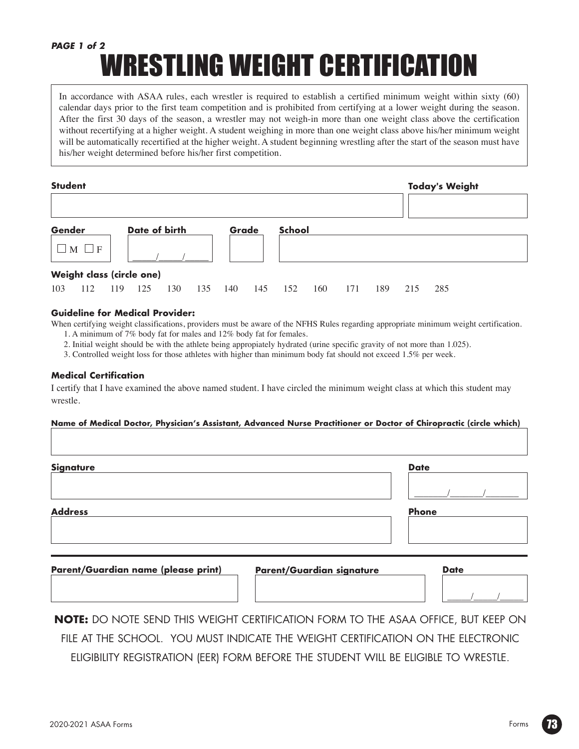*PAGE 1 of 2*

# WRESTLING WEIGHT CERTIFICATION

In accordance with ASAA rules, each wrestler is required to establish a certified minimum weight within sixty (60) calendar days prior to the first team competition and is prohibited from certifying at a lower weight during the season. After the first 30 days of the season, a wrestler may not weigh-in more than one weight class above the certification without recertifying at a higher weight. A student weighing in more than one weight class above his/her minimum weight will be automatically recertified at the higher weight. A student beginning wrestling after the start of the season must have his/her weight determined before his/her first competition.

**Student** | **Today's Weight**

**Gender** ☐ M ☐ F | **Date of birth** \_\_\_\_\_/\_\_\_\_\_/\_\_\_\_\_ | **Grade** | **School**

**Weight class (circle one)**

103 112 119 125 130 135 140 145 152 160 171 189 215 285

**Guideline for Medical Provider:**

When certifying weight classifications, providers must be aware of the NFHS Rules regarding appropriate minimum weight certification.

1. A minimum of 7% body fat for males and 12% body fat for females.
2. Initial weight should be with the athlete being appopriately hydrated (urine specific gravity of not more than 1.025).
3. Controlled weight loss for those athletes with higher than minimum body fat should not exceed 1.5% per week.

**Medical Certification**

I certify that I have examined the above named student. I have circled the minimum weight class at which this student may wrestle.

**Name of Medical Doctor, Physician's Assistant, Advanced Nurse Practitioner or Doctor of Chiropractic (circle which)**

**Signature** | **Date** \_\_\_\_\_/\_\_\_\_\_/\_\_\_\_\_

**Address** | **Phone**

**Parent/Guardian name (please print)** | **Parent/Guardian signature** | **Date** \_\_\_\_\_/\_\_\_\_\_/\_\_\_\_\_

**NOTE:** DO NOTE SEND THIS WEIGHT CERTIFICATION FORM TO THE ASAA OFFICE, BUT KEEP ON FILE AT THE SCHOOL. YOU MUST INDICATE THE WEIGHT CERTIFICATION ON THE ELECTRONIC ELIGIBILITY REGISTRATION (EER) FORM BEFORE THE STUDENT WILL BE ELIGIBLE TO WRESTLE.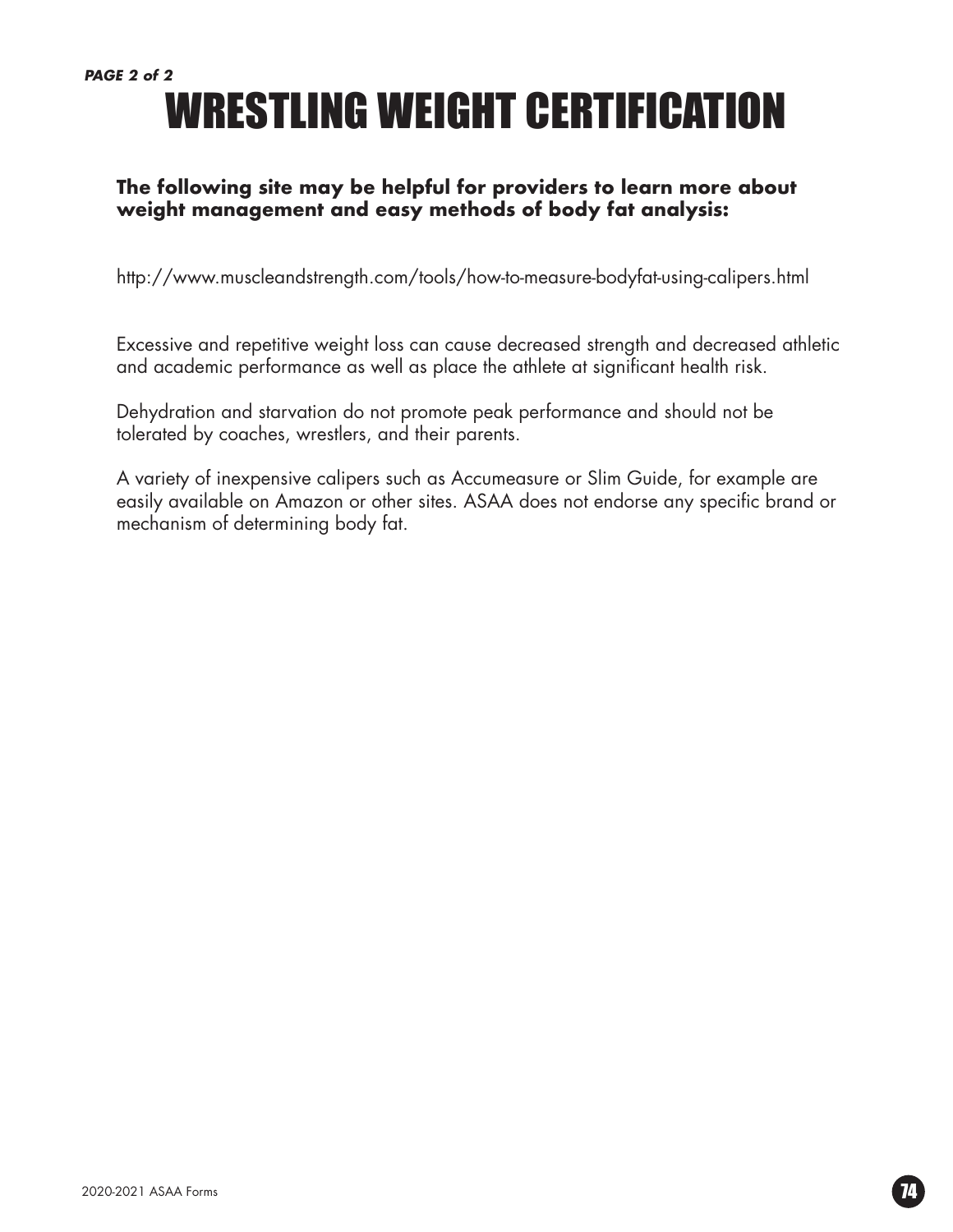# WRESTLING WEIGHT CERTIFICATION

**The following site may be helpful for providers to learn more about weight management and easy methods of body fat analysis:**

http://www.muscleandstrength.com/tools/how-to-measure-bodyfat-using-calipers.html

Excessive and repetitive weight loss can cause decreased strength and decreased athletic and academic performance as well as place the athlete at significant health risk.

Dehydration and starvation do not promote peak performance and should not be tolerated by coaches, wrestlers, and their parents.

A variety of inexpensive calipers such as Accumeasure or Slim Guide, for example are easily available on Amazon or other sites. ASAA does not endorse any specific brand or mechanism of determining body fat.